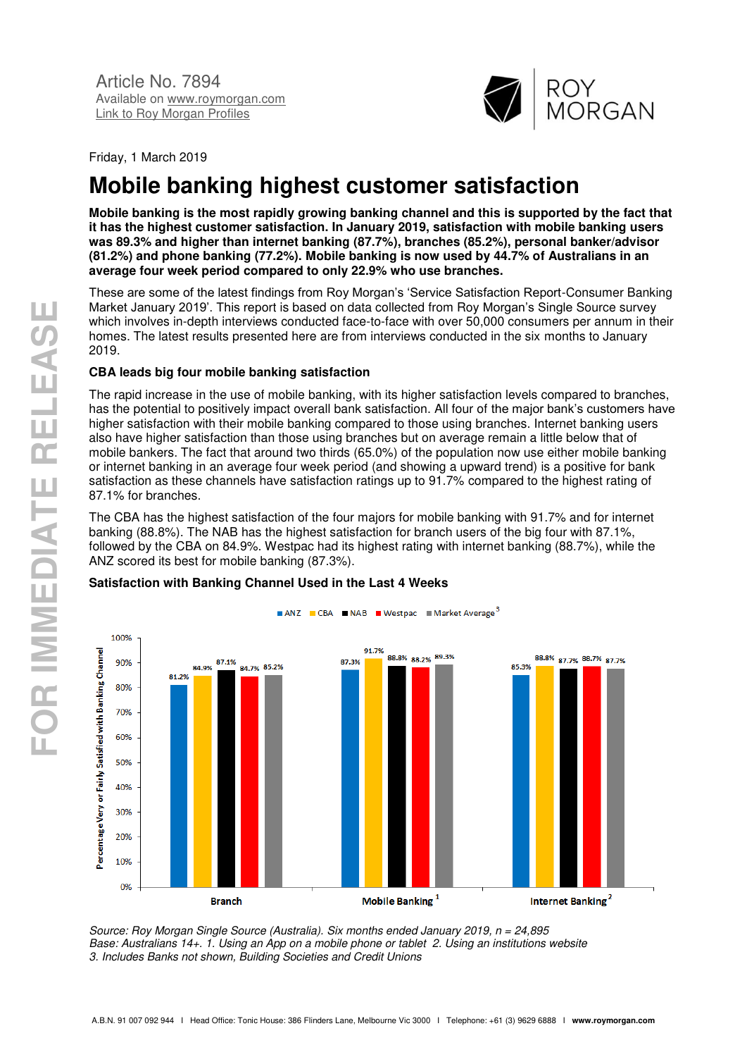Article No. 7894
Available on www.roymorgan.com
Link to Roy Morgan Profiles

Friday, 1 March 2019

# Mobile banking highest customer satisfaction

**Mobile banking is the most rapidly growing banking channel and this is supported by the fact that it has the highest customer satisfaction. In January 2019, satisfaction with mobile banking users was 89.3% and higher than internet banking (87.7%), branches (85.2%), personal banker/advisor (81.2%) and phone banking (77.2%). Mobile banking is now used by 44.7% of Australians in an average four week period compared to only 22.9% who use branches.**

These are some of the latest findings from Roy Morgan's 'Service Satisfaction Report-Consumer Banking Market January 2019'. This report is based on data collected from Roy Morgan's Single Source survey which involves in-depth interviews conducted face-to-face with over 50,000 consumers per annum in their homes. The latest results presented here are from interviews conducted in the six months to January 2019.

### CBA leads big four mobile banking satisfaction

The rapid increase in the use of mobile banking, with its higher satisfaction levels compared to branches, has the potential to positively impact overall bank satisfaction. All four of the major bank's customers have higher satisfaction with their mobile banking compared to those using branches. Internet banking users also have higher satisfaction than those using branches but on average remain a little below that of mobile bankers. The fact that around two thirds (65.0%) of the population now use either mobile banking or internet banking in an average four week period (and showing a upward trend) is a positive for bank satisfaction as these channels have satisfaction ratings up to 91.7% compared to the highest rating of 87.1% for branches.

The CBA has the highest satisfaction of the four majors for mobile banking with 91.7% and for internet banking (88.8%). The NAB has the highest satisfaction for branch users of the big four with 87.1%, followed by the CBA on 84.9%. Westpac had its highest rating with internet banking (88.7%), while the ANZ scored its best for mobile banking (87.3%).

### Satisfaction with Banking Channel Used in the Last 4 Weeks

Percentage Very or Fairly Satisfied with Banking Channel

| | ANZ | CBA | NAB | Westpac | Market Average[3] |
|---|---|---|---|---|---|
| Branch | 81.2% | 84.9% | 87.1% | 84.7% | 85.2% |
| Mobile Banking[1] | 87.3% | 91.7% | 88.8% | 88.2% | 89.3% |
| Internet Banking[2] | 85.3% | 88.8% | 87.7% | 88.7% | 87.7% |

*Source: Roy Morgan Single Source (Australia). Six months ended January 2019, n = 24,895*
*Base: Australians 14+. 1. Using an App on a mobile phone or tablet 2. Using an institutions website*
*3. Includes Banks not shown, Building Societies and Credit Unions*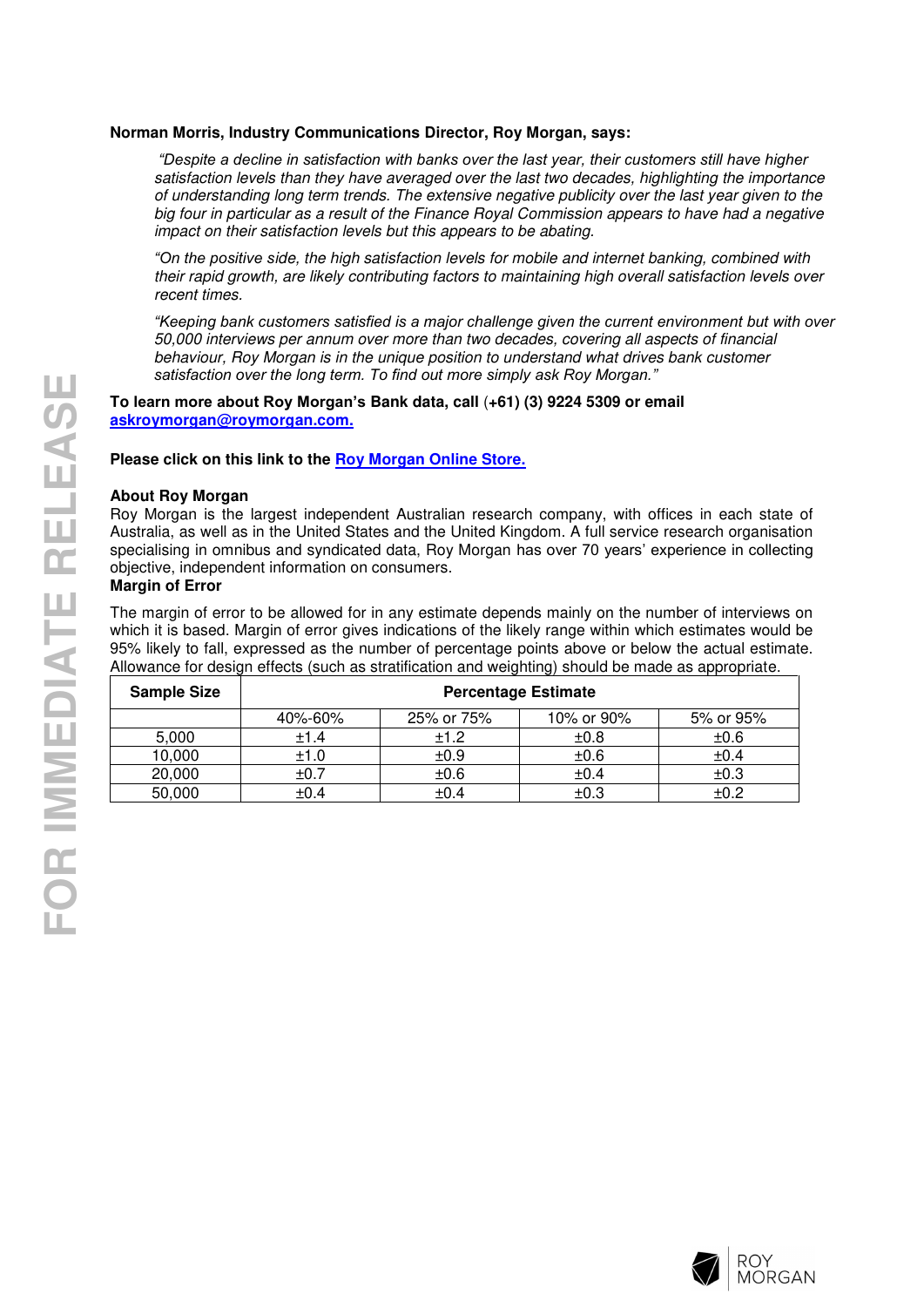**Norman Morris, Industry Communications Director, Roy Morgan, says:**

*"Despite a decline in satisfaction with banks over the last year, their customers still have higher satisfaction levels than they have averaged over the last two decades, highlighting the importance of understanding long term trends. The extensive negative publicity over the last year given to the big four in particular as a result of the Finance Royal Commission appears to have had a negative impact on their satisfaction levels but this appears to be abating.*

*"On the positive side, the high satisfaction levels for mobile and internet banking, combined with their rapid growth, are likely contributing factors to maintaining high overall satisfaction levels over recent times.*

*"Keeping bank customers satisfied is a major challenge given the current environment but with over 50,000 interviews per annum over more than two decades, covering all aspects of financial behaviour, Roy Morgan is in the unique position to understand what drives bank customer satisfaction over the long term. To find out more simply ask Roy Morgan."*

**To learn more about Roy Morgan's Bank data, call (+61) (3) 9224 5309 or email askroymorgan@roymorgan.com.**

**Please click on this link to the Roy Morgan Online Store.**

**About Roy Morgan**

Roy Morgan is the largest independent Australian research company, with offices in each state of Australia, as well as in the United States and the United Kingdom. A full service research organisation specialising in omnibus and syndicated data, Roy Morgan has over 70 years' experience in collecting objective, independent information on consumers.

**Margin of Error**

The margin of error to be allowed for in any estimate depends mainly on the number of interviews on which it is based. Margin of error gives indications of the likely range within which estimates would be 95% likely to fall, expressed as the number of percentage points above or below the actual estimate. Allowance for design effects (such as stratification and weighting) should be made as appropriate.

| Sample Size | Percentage Estimate | | | |
|---|---|---|---|---|
| | 40%-60% | 25% or 75% | 10% or 90% | 5% or 95% |
| 5,000 | ±1.4 | ±1.2 | ±0.8 | ±0.6 |
| 10,000 | ±1.0 | ±0.9 | ±0.6 | ±0.4 |
| 20,000 | ±0.7 | ±0.6 | ±0.4 | ±0.3 |
| 50,000 | ±0.4 | ±0.4 | ±0.3 | ±0.2 |